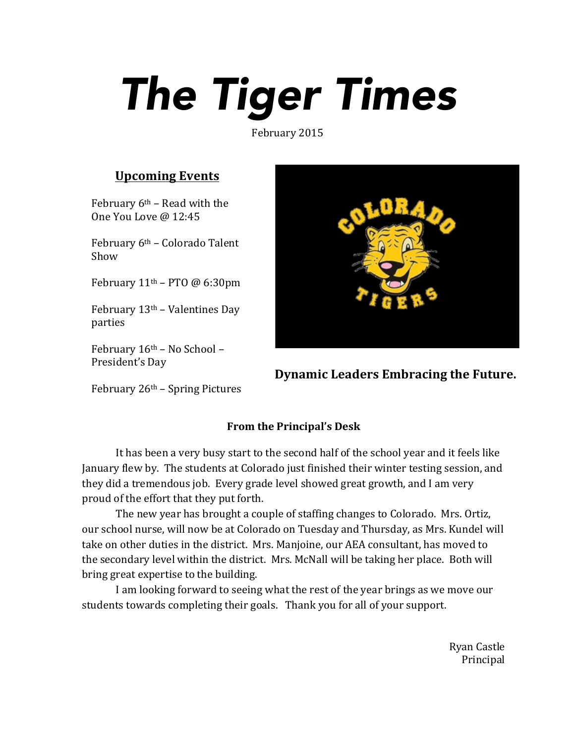# The Tiger Times

February 2015

## Upcoming Events

February 6th – Read with the One You Love @ 12:45

February 6th – Colorado Talent Show

February 11th – PTO @ 6:30pm

February 13th – Valentines Day parties

February 16th – No School – President's Day

February 26th – Spring Pictures

**Dynamic Leaders Embracing the Future.**

### From the Principal's Desk

It has been a very busy start to the second half of the school year and it feels like January flew by. The students at Colorado just finished their winter testing session, and they did a tremendous job. Every grade level showed great growth, and I am very proud of the effort that they put forth.

The new year has brought a couple of staffing changes to Colorado. Mrs. Ortiz, our school nurse, will now be at Colorado on Tuesday and Thursday, as Mrs. Kundel will take on other duties in the district. Mrs. Manjoine, our AEA consultant, has moved to the secondary level within the district. Mrs. McNall will be taking her place. Both will bring great expertise to the building.

I am looking forward to seeing what the rest of the year brings as we move our students towards completing their goals. Thank you for all of your support.

Ryan Castle
Principal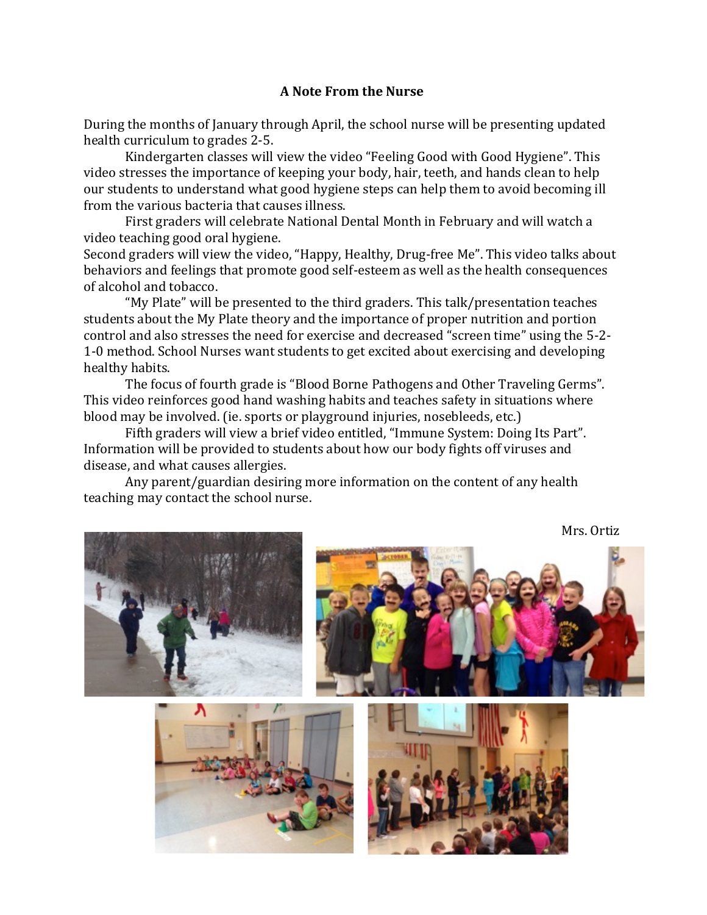**A Note From the Nurse**

During the months of January through April, the school nurse will be presenting updated health curriculum to grades 2-5.

Kindergarten classes will view the video "Feeling Good with Good Hygiene". This video stresses the importance of keeping your body, hair, teeth, and hands clean to help our students to understand what good hygiene steps can help them to avoid becoming ill from the various bacteria that causes illness.

First graders will celebrate National Dental Month in February and will watch a video teaching good oral hygiene.

Second graders will view the video, "Happy, Healthy, Drug-free Me". This video talks about behaviors and feelings that promote good self-esteem as well as the health consequences of alcohol and tobacco.

"My Plate" will be presented to the third graders. This talk/presentation teaches students about the My Plate theory and the importance of proper nutrition and portion control and also stresses the need for exercise and decreased "screen time" using the 5-2-1-0 method. School Nurses want students to get excited about exercising and developing healthy habits.

The focus of fourth grade is "Blood Borne Pathogens and Other Traveling Germs". This video reinforces good hand washing habits and teaches safety in situations where blood may be involved. (ie. sports or playground injuries, nosebleeds, etc.)

Fifth graders will view a brief video entitled, "Immune System: Doing Its Part". Information will be provided to students about how our body fights off viruses and disease, and what causes allergies.

Any parent/guardian desiring more information on the content of any health teaching may contact the school nurse.

Mrs. Ortiz